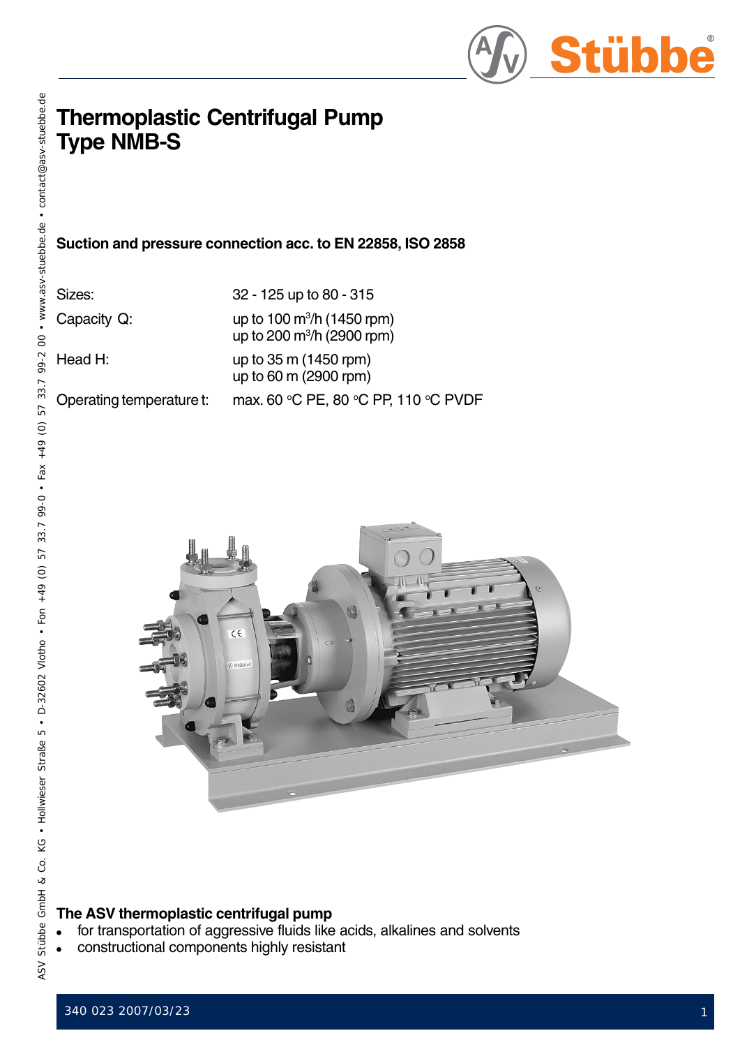# Thermoplastic Centrifugal Pump Type NMB-S

**Suction and pressure connection acc. to EN 22858, ISO 2858**

| | |
|---|---|
| Sizes: | 32 - 125 up to 80 - 315 |
| Capacity Q: | up to 100 $m^3$/h (1450 rpm)<br>up to 200 $m^3$/h (2900 rpm) |
| Head H: | up to 35 m (1450 rpm)<br>up to 60 m (2900 rpm) |
| Operating temperature t: | max. 60 °C PE, 80 °C PP, 110 °C PVDF |

**The ASV thermoplastic centrifugal pump**

- for transportation of aggressive fluids like acids, alkalines and solvents
- constructional components highly resistant

340 023 2007/03/23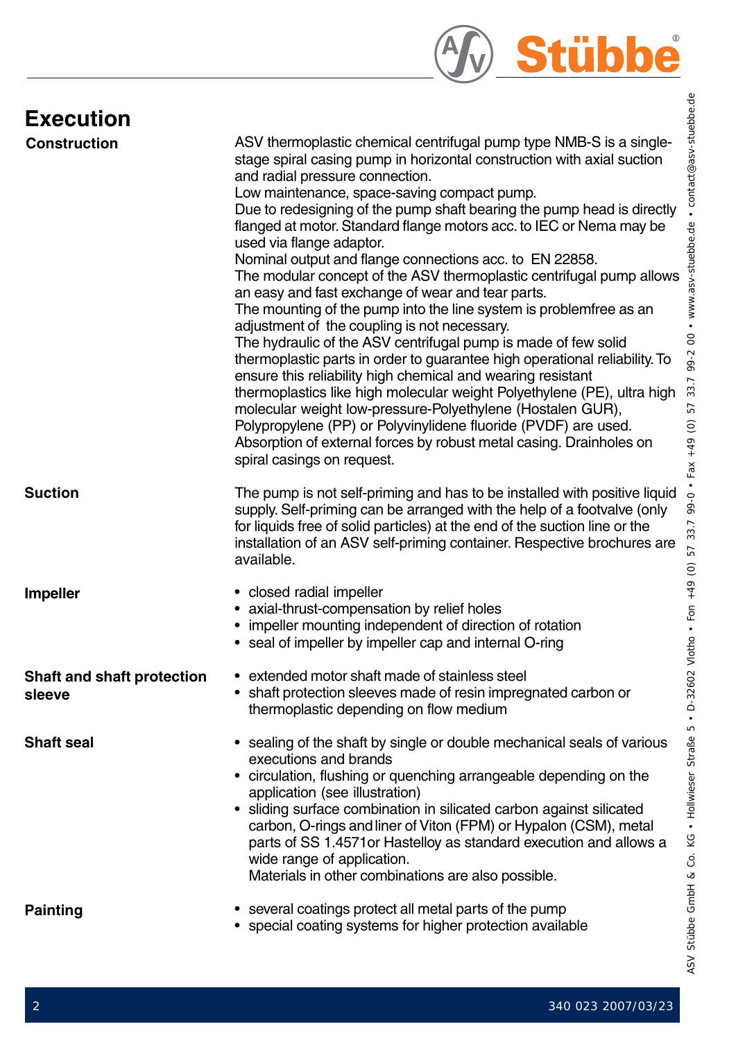# Execution

## Construction

ASV thermoplastic chemical centrifugal pump type NMB-S is a single-stage spiral casing pump in horizontal construction with axial suction and radial pressure connection.
Low maintenance, space-saving compact pump.
Due to redesigning of the pump shaft bearing the pump head is directly flanged at motor. Standard flange motors acc. to IEC or Nema may be used via flange adaptor.
Nominal output and flange connections acc. to EN 22858.
The modular concept of the ASV thermoplastic centrifugal pump allows an easy and fast exchange of wear and tear parts.
The mounting of the pump into the line system is problemfree as an adjustment of the coupling is not necessary.
The hydraulic of the ASV centrifugal pump is made of few solid thermoplastic parts in order to guarantee high operational reliability. To ensure this reliability high chemical and wearing resistant thermoplastics like high molecular weight Polyethylene (PE), ultra high molecular weight low-pressure-Polyethylene (Hostalen GUR), Polypropylene (PP) or Polyvinylidene fluoride (PVDF) are used.
Absorption of external forces by robust metal casing. Drainholes on spiral casings on request.

## Suction

The pump is not self-priming and has to be installed with positive liquid supply. Self-priming can be arranged with the help of a footvalve (only for liquids free of solid particles) at the end of the suction line or the installation of an ASV self-priming container. Respective brochures are available.

## Impeller

- closed radial impeller
- axial-thrust-compensation by relief holes
- impeller mounting independent of direction of rotation
- seal of impeller by impeller cap and internal O-ring

## Shaft and shaft protection sleeve

- extended motor shaft made of stainless steel
- shaft protection sleeves made of resin impregnated carbon or thermoplastic depending on flow medium

## Shaft seal

- sealing of the shaft by single or double mechanical seals of various executions and brands
- circulation, flushing or quenching arrangeable depending on the application (see illustration)
- sliding surface combination in silicated carbon against silicated carbon, O-rings and liner of Viton (FPM) or Hypalon (CSM), metal parts of SS 1.4571or Hastelloy as standard execution and allows a wide range of application.
  Materials in other combinations are also possible.

## Painting

- several coatings protect all metal parts of the pump
- special coating systems for higher protection available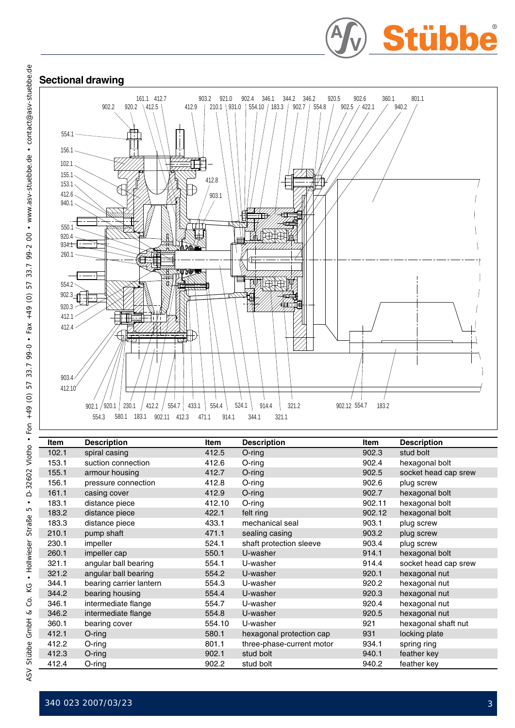## Sectional drawing

| Item | Description | Item | Description | Item | Description |
|---|---|---|---|---|---|
| 102.1 | spiral casing | 412.5 | O-ring | 902.3 | stud bolt |
| 153.1 | suction connection | 412.6 | O-ring | 902.4 | hexagonal bolt |
| 155.1 | armour housing | 412.7 | O-ring | 902.5 | socket head cap srew |
| 156.1 | pressure connection | 412.8 | O-ring | 902.6 | plug screw |
| 161.1 | casing cover | 412.9 | O-ring | 902.7 | hexagonal bolt |
| 183.1 | distance piece | 412.10 | O-ring | 902.11 | hexagonal bolt |
| 183.2 | distance piece | 422.1 | felt ring | 902.12 | hexagonal bolt |
| 183.3 | distance piece | 433.1 | mechanical seal | 903.1 | plug screw |
| 210.1 | pump shaft | 471.1 | sealing casing | 903.2 | plug screw |
| 230.1 | impeller | 524.1 | shaft protection sleeve | 903.4 | plug screw |
| 260.1 | impeller cap | 550.1 | U-washer | 914.1 | hexagonal bolt |
| 321.1 | angular ball bearing | 554.1 | U-washer | 914.4 | socket head cap srew |
| 321.2 | angular ball bearing | 554.2 | U-washer | 920.1 | hexagonal nut |
| 344.1 | bearing carrier lantern | 554.3 | U-washer | 920.2 | hexagonal nut |
| 344.2 | bearing housing | 554.4 | U-washer | 920.3 | hexagonal nut |
| 346.1 | intermediate flange | 554.7 | U-washer | 920.4 | hexagonal nut |
| 346.2 | intermediate flange | 554.8 | U-washer | 920.5 | hexagonal nut |
| 360.1 | bearing cover | 554.10 | U-washer | 921 | hexagonal shaft nut |
| 412.1 | O-ring | 580.1 | hexagonal protection cap | 931 | locking plate |
| 412.2 | O-ring | 801.1 | three-phase-current motor | 934.1 | spring ring |
| 412.3 | O-ring | 902.1 | stud bolt | 940.1 | feather key |
| 412.4 | O-ring | 902.2 | stud bolt | 940.2 | feather key |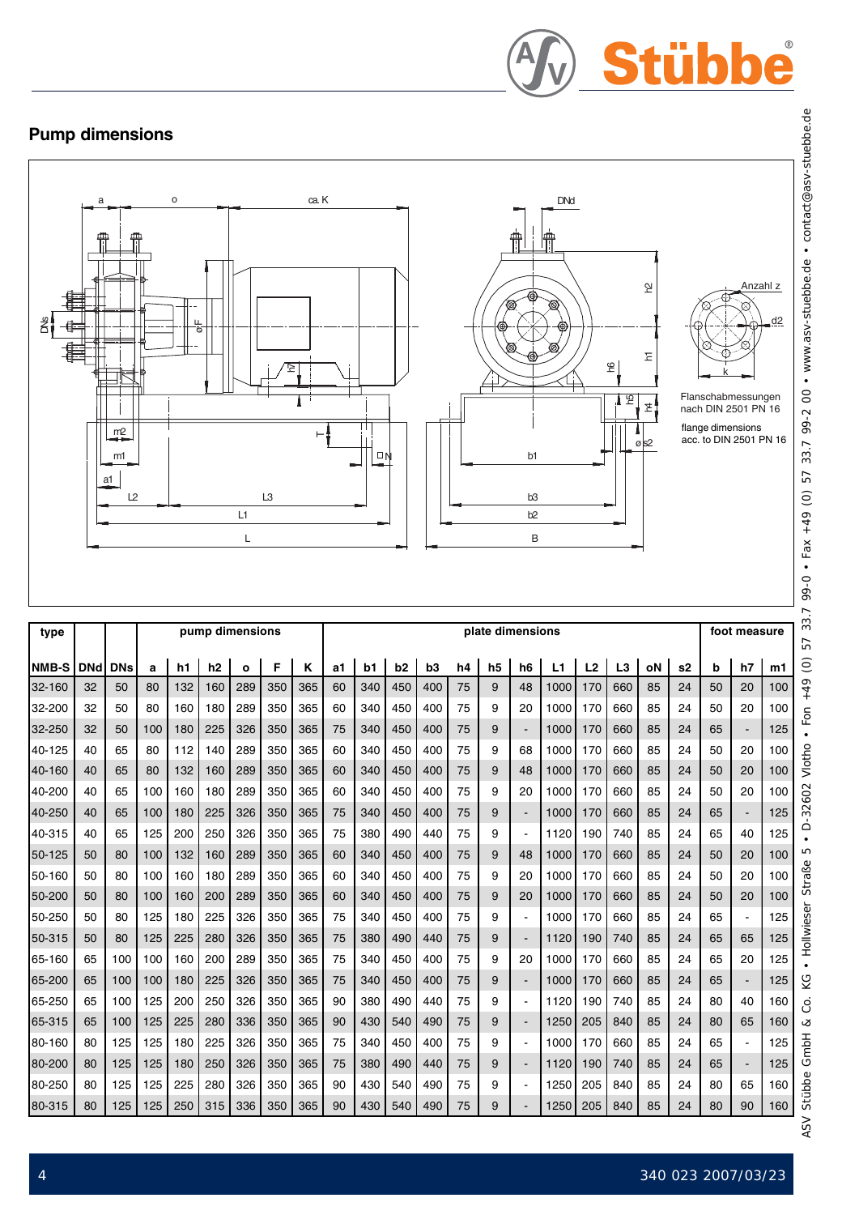## Pump dimensions

Flanschabmessungen nach DIN 2501 PN 16

flange dimensions acc. to DIN 2501 PN 16

| type | | | pump dimensions | | | | | | plate dimensions | | | | | | | | | | | | | foot measure | | |
|---|---|---|---|---|---|---|---|---|---|---|---|---|---|---|---|---|---|---|---|---|---|---|---|---|
| NMB-S | DNd | DNs | a | h1 | h2 | o | F | K | a1 | b1 | b2 | b3 | h4 | h5 | h6 | L1 | L2 | L3 | oN | s2 | b | h7 | m1 |
| 32-160 | 32 | 50 | 80 | 132 | 160 | 289 | 350 | 365 | 60 | 340 | 450 | 400 | 75 | 9 | 48 | 1000 | 170 | 660 | 85 | 24 | 50 | 20 | 100 |
| 32-200 | 32 | 50 | 80 | 160 | 180 | 289 | 350 | 365 | 60 | 340 | 450 | 400 | 75 | 9 | 20 | 1000 | 170 | 660 | 85 | 24 | 50 | 20 | 100 |
| 32-250 | 32 | 50 | 100 | 180 | 225 | 326 | 350 | 365 | 75 | 340 | 450 | 400 | 75 | 9 | - | 1000 | 170 | 660 | 85 | 24 | 65 | - | 125 |
| 40-125 | 40 | 65 | 80 | 112 | 140 | 289 | 350 | 365 | 60 | 340 | 450 | 400 | 75 | 9 | 68 | 1000 | 170 | 660 | 85 | 24 | 50 | 20 | 100 |
| 40-160 | 40 | 65 | 80 | 132 | 160 | 289 | 350 | 365 | 60 | 340 | 450 | 400 | 75 | 9 | 48 | 1000 | 170 | 660 | 85 | 24 | 50 | 20 | 100 |
| 40-200 | 40 | 65 | 100 | 160 | 180 | 289 | 350 | 365 | 60 | 340 | 450 | 400 | 75 | 9 | 20 | 1000 | 170 | 660 | 85 | 24 | 50 | 20 | 100 |
| 40-250 | 40 | 65 | 100 | 180 | 225 | 326 | 350 | 365 | 75 | 340 | 450 | 400 | 75 | 9 | - | 1000 | 170 | 660 | 85 | 24 | 65 | - | 125 |
| 40-315 | 40 | 65 | 125 | 200 | 250 | 326 | 350 | 365 | 75 | 380 | 490 | 440 | 75 | 9 | - | 1120 | 190 | 740 | 85 | 24 | 65 | 40 | 125 |
| 50-125 | 50 | 80 | 100 | 132 | 160 | 289 | 350 | 365 | 60 | 340 | 450 | 400 | 75 | 9 | 48 | 1000 | 170 | 660 | 85 | 24 | 50 | 20 | 100 |
| 50-160 | 50 | 80 | 100 | 160 | 180 | 289 | 350 | 365 | 60 | 340 | 450 | 400 | 75 | 9 | 20 | 1000 | 170 | 660 | 85 | 24 | 50 | 20 | 100 |
| 50-200 | 50 | 80 | 100 | 160 | 200 | 289 | 350 | 365 | 60 | 340 | 450 | 400 | 75 | 9 | 20 | 1000 | 170 | 660 | 85 | 24 | 50 | 20 | 100 |
| 50-250 | 50 | 80 | 125 | 180 | 225 | 326 | 350 | 365 | 75 | 340 | 450 | 400 | 75 | 9 | - | 1000 | 170 | 660 | 85 | 24 | 65 | - | 125 |
| 50-315 | 50 | 80 | 125 | 225 | 280 | 326 | 350 | 365 | 75 | 380 | 490 | 440 | 75 | 9 | - | 1120 | 190 | 740 | 85 | 24 | 65 | 65 | 125 |
| 65-160 | 65 | 100 | 100 | 160 | 200 | 289 | 350 | 365 | 75 | 340 | 450 | 400 | 75 | 9 | 20 | 1000 | 170 | 660 | 85 | 24 | 65 | 20 | 125 |
| 65-200 | 65 | 100 | 100 | 180 | 225 | 326 | 350 | 365 | 75 | 340 | 450 | 400 | 75 | 9 | - | 1000 | 170 | 660 | 85 | 24 | 65 | - | 125 |
| 65-250 | 65 | 100 | 125 | 200 | 250 | 326 | 350 | 365 | 90 | 380 | 490 | 440 | 75 | 9 | - | 1120 | 190 | 740 | 85 | 24 | 80 | 40 | 160 |
| 65-315 | 65 | 100 | 125 | 225 | 280 | 336 | 350 | 365 | 90 | 430 | 540 | 490 | 75 | 9 | - | 1250 | 205 | 840 | 85 | 24 | 80 | 65 | 160 |
| 80-160 | 80 | 125 | 125 | 180 | 225 | 326 | 350 | 365 | 75 | 340 | 450 | 400 | 75 | 9 | - | 1000 | 170 | 660 | 85 | 24 | 65 | - | 125 |
| 80-200 | 80 | 125 | 125 | 180 | 250 | 326 | 350 | 365 | 75 | 380 | 490 | 440 | 75 | 9 | - | 1120 | 190 | 740 | 85 | 24 | 65 | - | 125 |
| 80-250 | 80 | 125 | 125 | 225 | 280 | 326 | 350 | 365 | 90 | 430 | 540 | 490 | 75 | 9 | - | 1250 | 205 | 840 | 85 | 24 | 80 | 65 | 160 |
| 80-315 | 80 | 125 | 125 | 250 | 315 | 336 | 350 | 365 | 90 | 430 | 540 | 490 | 75 | 9 | - | 1250 | 205 | 840 | 85 | 24 | 80 | 90 | 160 |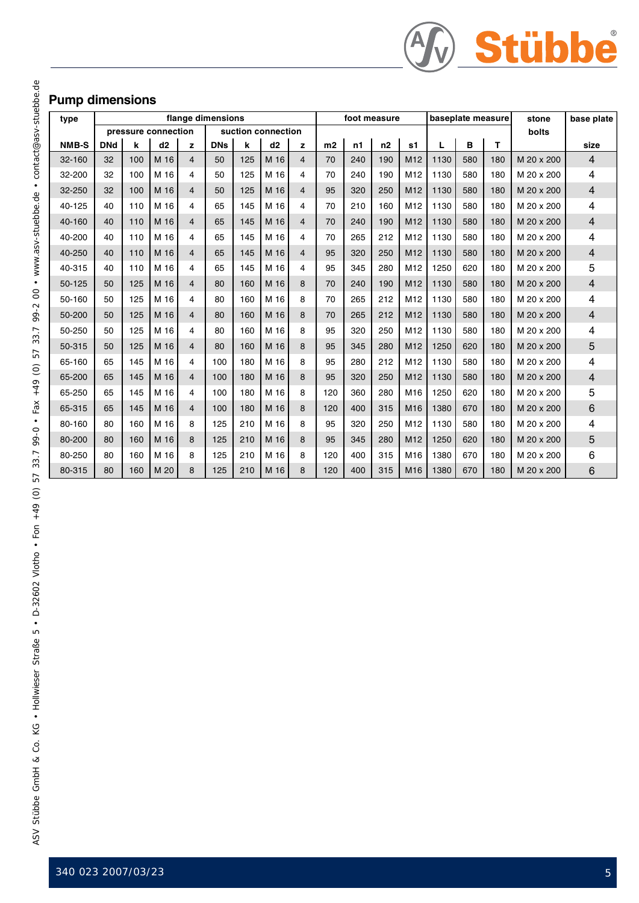## Pump dimensions

| type | flange dimensions | | | | | | | | foot measure | | | | baseplate measure | | | stone | base plate |
|---|---|---|---|---|---|---|---|---|---|---|---|---|---|---|---|---|---|
| | pressure connection | | | | suction connection | | | | | | | | | | | bolts | |
| NMB-S | DNd | k | d2 | z | DNs | k | d2 | z | m2 | n1 | n2 | s1 | L | B | T | | size |
| 32-160 | 32 | 100 | M 16 | 4 | 50 | 125 | M 16 | 4 | 70 | 240 | 190 | M12 | 1130 | 580 | 180 | M 20 x 200 | 4 |
| 32-200 | 32 | 100 | M 16 | 4 | 50 | 125 | M 16 | 4 | 70 | 240 | 190 | M12 | 1130 | 580 | 180 | M 20 x 200 | 4 |
| 32-250 | 32 | 100 | M 16 | 4 | 50 | 125 | M 16 | 4 | 95 | 320 | 250 | M12 | 1130 | 580 | 180 | M 20 x 200 | 4 |
| 40-125 | 40 | 110 | M 16 | 4 | 65 | 145 | M 16 | 4 | 70 | 210 | 160 | M12 | 1130 | 580 | 180 | M 20 x 200 | 4 |
| 40-160 | 40 | 110 | M 16 | 4 | 65 | 145 | M 16 | 4 | 70 | 240 | 190 | M12 | 1130 | 580 | 180 | M 20 x 200 | 4 |
| 40-200 | 40 | 110 | M 16 | 4 | 65 | 145 | M 16 | 4 | 70 | 265 | 212 | M12 | 1130 | 580 | 180 | M 20 x 200 | 4 |
| 40-250 | 40 | 110 | M 16 | 4 | 65 | 145 | M 16 | 4 | 95 | 320 | 250 | M12 | 1130 | 580 | 180 | M 20 x 200 | 4 |
| 40-315 | 40 | 110 | M 16 | 4 | 65 | 145 | M 16 | 4 | 95 | 345 | 280 | M12 | 1250 | 620 | 180 | M 20 x 200 | 5 |
| 50-125 | 50 | 125 | M 16 | 4 | 80 | 160 | M 16 | 8 | 70 | 240 | 190 | M12 | 1130 | 580 | 180 | M 20 x 200 | 4 |
| 50-160 | 50 | 125 | M 16 | 4 | 80 | 160 | M 16 | 8 | 70 | 265 | 212 | M12 | 1130 | 580 | 180 | M 20 x 200 | 4 |
| 50-200 | 50 | 125 | M 16 | 4 | 80 | 160 | M 16 | 8 | 70 | 265 | 212 | M12 | 1130 | 580 | 180 | M 20 x 200 | 4 |
| 50-250 | 50 | 125 | M 16 | 4 | 80 | 160 | M 16 | 8 | 95 | 320 | 250 | M12 | 1130 | 580 | 180 | M 20 x 200 | 4 |
| 50-315 | 50 | 125 | M 16 | 4 | 80 | 160 | M 16 | 8 | 95 | 345 | 280 | M12 | 1250 | 620 | 180 | M 20 x 200 | 5 |
| 65-160 | 65 | 145 | M 16 | 4 | 100 | 180 | M 16 | 8 | 95 | 280 | 212 | M12 | 1130 | 580 | 180 | M 20 x 200 | 4 |
| 65-200 | 65 | 145 | M 16 | 4 | 100 | 180 | M 16 | 8 | 95 | 320 | 250 | M12 | 1130 | 580 | 180 | M 20 x 200 | 4 |
| 65-250 | 65 | 145 | M 16 | 4 | 100 | 180 | M 16 | 8 | 120 | 360 | 280 | M16 | 1250 | 620 | 180 | M 20 x 200 | 5 |
| 65-315 | 65 | 145 | M 16 | 4 | 100 | 180 | M 16 | 8 | 120 | 400 | 315 | M16 | 1380 | 670 | 180 | M 20 x 200 | 6 |
| 80-160 | 80 | 160 | M 16 | 8 | 125 | 210 | M 16 | 8 | 95 | 320 | 250 | M12 | 1130 | 580 | 180 | M 20 x 200 | 4 |
| 80-200 | 80 | 160 | M 16 | 8 | 125 | 210 | M 16 | 8 | 95 | 345 | 280 | M12 | 1250 | 620 | 180 | M 20 x 200 | 5 |
| 80-250 | 80 | 160 | M 16 | 8 | 125 | 210 | M 16 | 8 | 120 | 400 | 315 | M16 | 1380 | 670 | 180 | M 20 x 200 | 6 |
| 80-315 | 80 | 160 | M 20 | 8 | 125 | 210 | M 16 | 8 | 120 | 400 | 315 | M16 | 1380 | 670 | 180 | M 20 x 200 | 6 |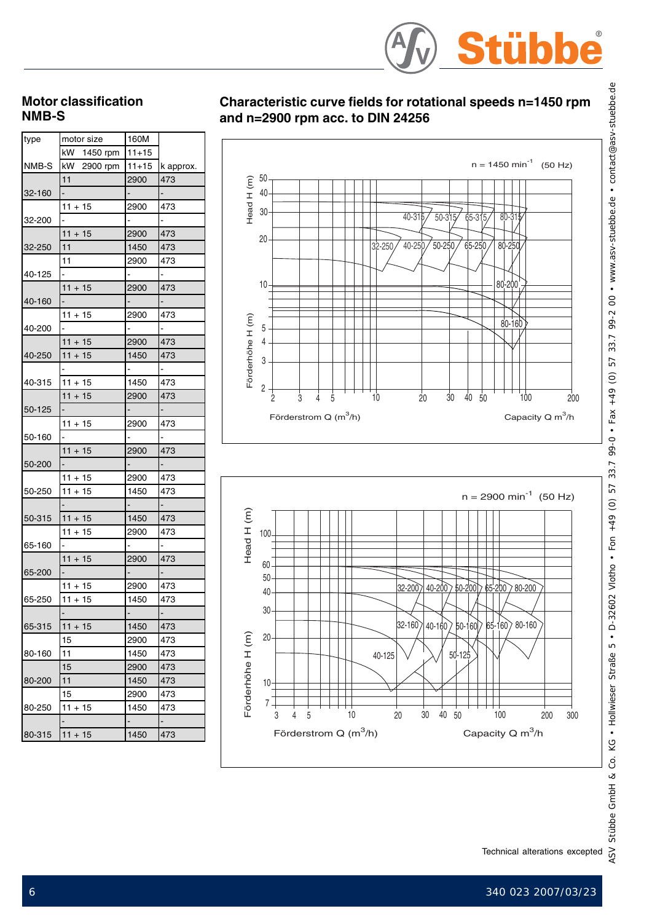## Motor classification NMB-S

| type | motor size | 160M | |
|---|---|---|---|
| | kW 1450 rpm | 11+15 | |
| NMB-S | kW 2900 rpm | 11+15 | k approx. |
| | 11 | 2900 | 473 |
| 32-160 | - | - | - |
| | 11 + 15 | 2900 | 473 |
| 32-200 | - | - | - |
| | 11 + 15 | 2900 | 473 |
| 32-250 | 11 | 1450 | 473 |
| | 11 | 2900 | 473 |
| 40-125 | - | - | - |
| | 11 + 15 | 2900 | 473 |
| 40-160 | - | - | - |
| | 11 + 15 | 2900 | 473 |
| 40-200 | - | - | - |
| | 11 + 15 | 2900 | 473 |
| 40-250 | 11 + 15 | 1450 | 473 |
| | - | - | - |
| 40-315 | 11 + 15 | 1450 | 473 |
| | 11 + 15 | 2900 | 473 |
| 50-125 | - | - | - |
| | 11 + 15 | 2900 | 473 |
| 50-160 | - | - | - |
| | 11 + 15 | 2900 | 473 |
| 50-200 | - | - | - |
| | 11 + 15 | 2900 | 473 |
| 50-250 | 11 + 15 | 1450 | 473 |
| | - | - | - |
| 50-315 | 11 + 15 | 1450 | 473 |
| | 11 + 15 | 2900 | 473 |
| 65-160 | - | - | - |
| | 11 + 15 | 2900 | 473 |
| 65-200 | - | - | - |
| | 11 + 15 | 2900 | 473 |
| 65-250 | 11 + 15 | 1450 | 473 |
| | - | - | - |
| 65-315 | 11 + 15 | 1450 | 473 |
| | 15 | 2900 | 473 |
| 80-160 | 11 | 1450 | 473 |
| | 15 | 2900 | 473 |
| 80-200 | 11 | 1450 | 473 |
| | 15 | 2900 | 473 |
| 80-250 | 11 + 15 | 1450 | 473 |
| | - | - | - |
| 80-315 | 11 + 15 | 1450 | 473 |

## Characteristic curve fields for rotational speeds n=1450 rpm and n=2900 rpm acc. to DIN 24256

n = 1450 min$^{-1}$ (50 Hz)

n = 2900 min$^{-1}$ (50 Hz)

Technical alterations excepted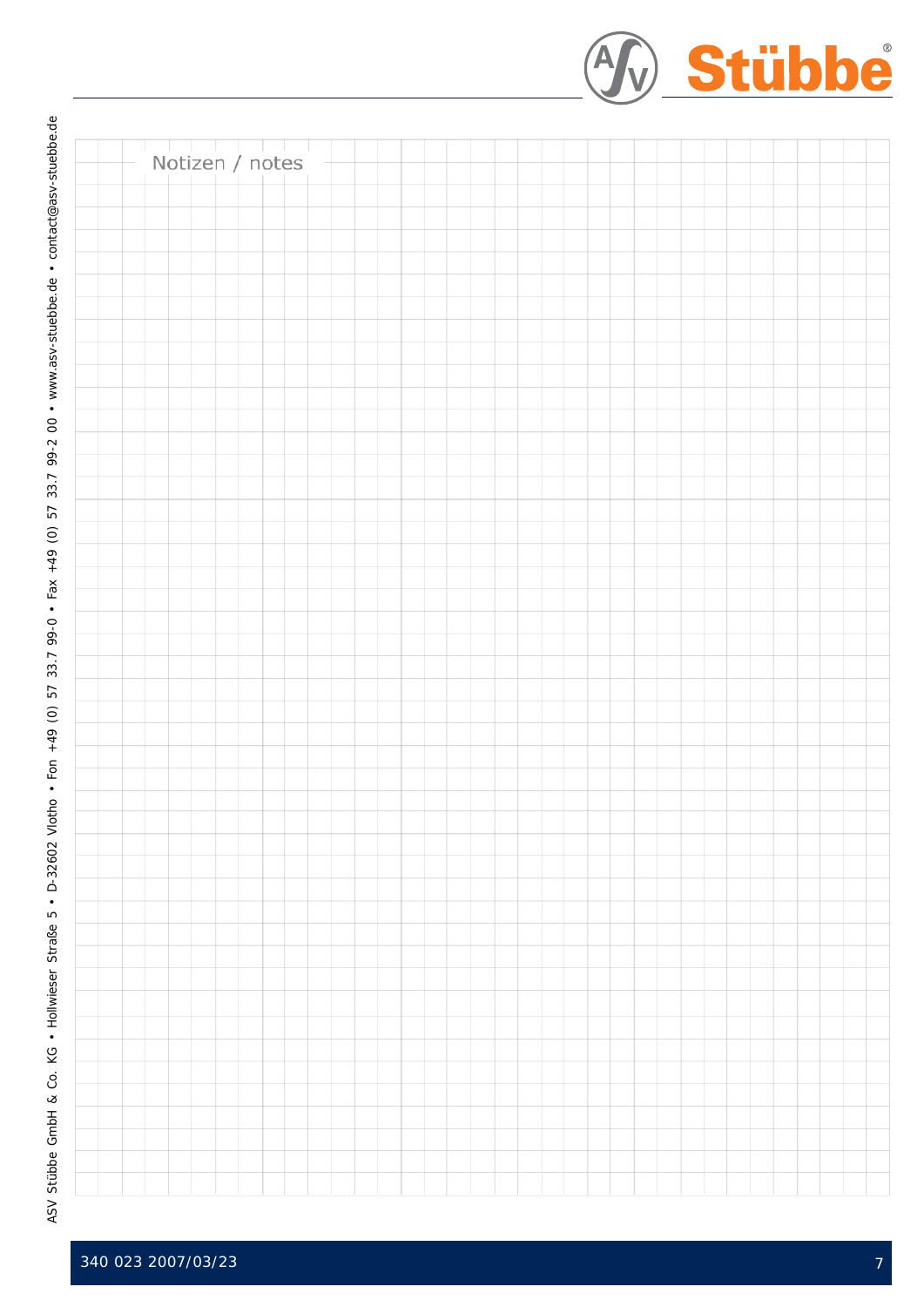Notizen / notes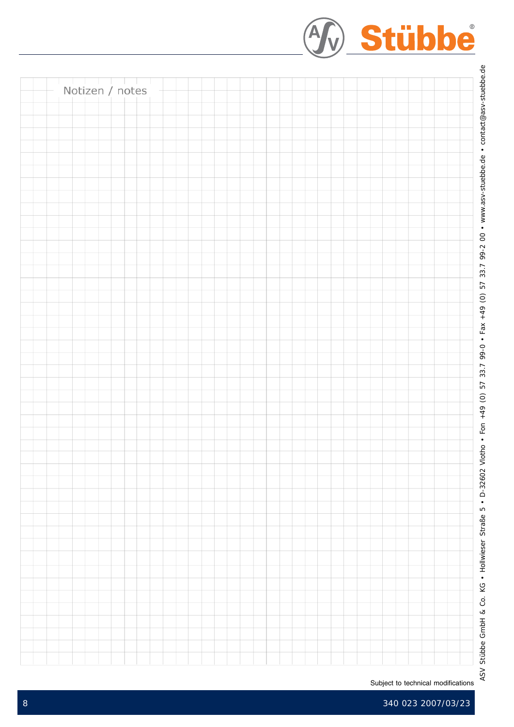Notizen / notes

ASV Stübbe GmbH & Co. KG • Hollwieser Straße 5 • D-32602 Vlotho • Fon +49 (0) 57 33.7 99-0 • Fax +49 (0) 57 33.7 99-2 00 • www.asv-stuebbe.de • contact@asv-stuebbe.de

Subject to technical modifications

340 023 2007/03/23